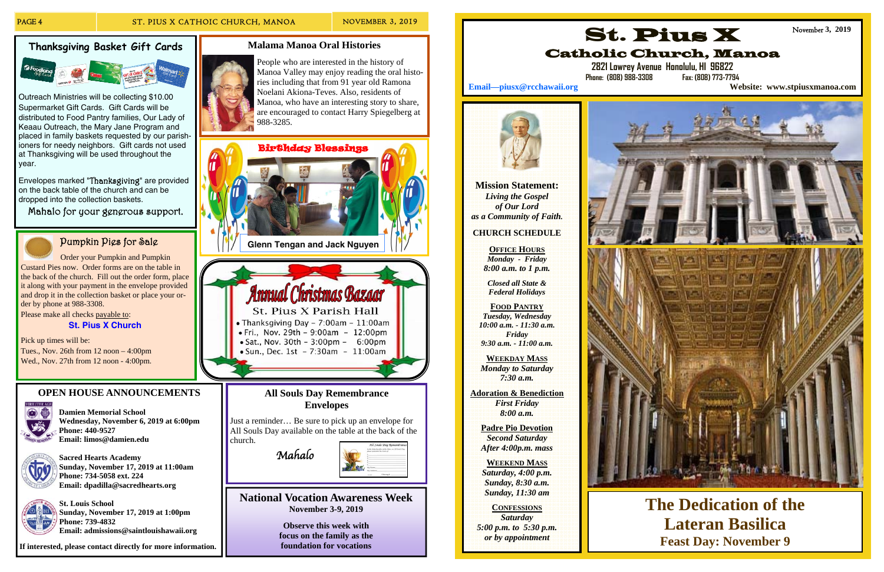# St. Pius X

## Catholic Church, Manoa

November 3, 2019

2821 Lowrey Avenue Honolulu, HI 96822

Phone: (808) 988-3308 Fax: (808) 773-7794

Email—piusx@rcchawaii.org

Website: www.stpiusxmanoa.com

**Mission Statement:**

*Living the Gospel of Our Lord as a Community of Faith.*

**CHURCH SCHEDULE**

**Office Hours**
*Monday - Friday*
*8:00 a.m. to 1 p.m.*

*Closed all State & Federal Holidays*

**Food Pantry**
*Tuesday, Wednesday*
*10:00 a.m. - 11:30 a.m.*
*Friday*
*9:30 a.m. - 11:00 a.m.*

**Weekday Mass**
*Monday to Saturday*
*7:30 a.m.*

**Adoration & Benediction**
*First Friday*
*8:00 a.m.*

**Padre Pio Devotion**
*Second Saturday*
*After 4:00p.m. mass*

**Weekend Mass**
*Saturday, 4:00 p.m.*
*Sunday, 8:30 a.m.*
*Sunday, 11:30 am*

**Confessions**
*Saturday*
*5:00 p.m. to 5:30 p.m.*
*or by appointment*

# The Dedication of the Lateran Basilica

**Feast Day: November 9**

---

## Thanksgiving Basket Gift Cards

Outreach Ministries will be collecting $10.00 Supermarket Gift Cards. Gift Cards will be distributed to Food Pantry families, Our Lady of Keaau Outreach, the Mary Jane Program and placed in family baskets requested by our parishioners for needy neighbors. Gift cards not used at Thanksgiving will be used throughout the year.

Envelopes marked "Thanksgiving" are provided on the back table of the church and can be dropped into the collection baskets.

Mahalo for your generous support.

## Pumpkin Pies for Sale

Order your Pumpkin and Pumpkin Custard Pies now. Order forms are on the table in the back of the church. Fill out the order form, place it along with your payment in the envelope provided and drop it in the collection basket or place your order by phone at 988-3308.

Please make all checks payable to:

**St. Pius X Church**

Pick up times will be:

Tues., Nov. 26th from 12 noon – 4:00pm

Wed., Nov. 27th from 12 noon - 4:00pm.

## Malama Manoa Oral Histories

People who are interested in the history of Manoa Valley may enjoy reading the oral histories including that from 91 year old Ramona Noelani Akiona-Teves. Also, residents of Manoa, who have an interesting story to share, are encouraged to contact Harry Spiegelberg at 988-3285.

## Birthday Blessings

Glenn Tengan and Jack Nguyen

## Annual Christmas Bazaar

St. Pius X Parish Hall

- Thanksgiving Day – 7:00am – 11:00am
- Fri., Nov. 29th – 9:00am – 12:00pm
- Sat., Nov. 30th – 3:00pm – 6:00pm
- Sun., Dec. 1st – 7:30am – 11:00am

## OPEN HOUSE ANNOUNCEMENTS

**Damien Memorial School**
**Wednesday, November 6, 2019 at 6:00pm**
**Phone: 440-9527**
**Email: limos@damien.edu**

**Sacred Hearts Academy**
**Sunday, November 17, 2019 at 11:00am**
**Phone: 734-5058 ext. 224**
**Email: dpadilla@sacredhearts.org**

**St. Louis School**
**Sunday, November 17, 2019 at 1:00pm**
**Phone: 739-4832**
**Email: admissions@saintlouishawaii.org**

**If interested, please contact directly for more information.**

## All Souls Day Remembrance Envelopes

Just a reminder… Be sure to pick up an envelope for All Souls Day available on the table at the back of the church.

*Mahalo*

## National Vocation Awareness Week

**November 3-9, 2019**

**Observe this week with focus on the family as the foundation for vocations**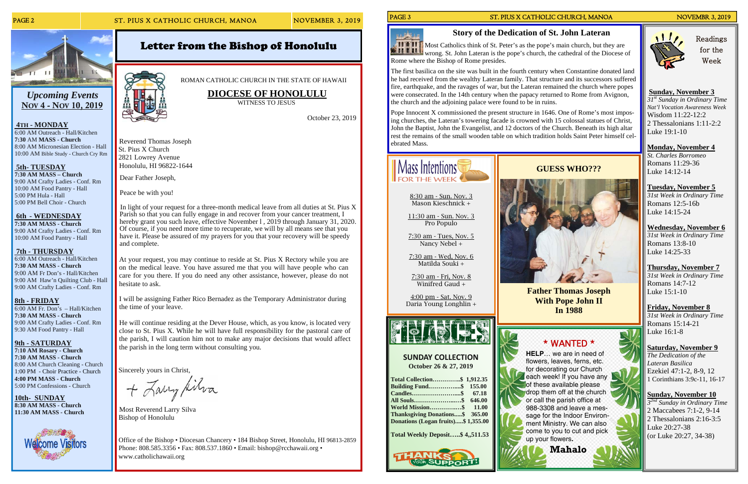## Upcoming Events
### Nov 4 - Nov 10, 2019

**4TH - MONDAY**
6:00 AM Outreach - Hall/Kitchen
**7:30 AM MASS - Church**
8:00 AM Micronesian Election - Hall
10:00 AM Bible Study - Church Cry Rm

**5th- TUESDAY**
**7:30 AM MASS – Church**
9:00 AM Crafty Ladies - Conf. Rm
10:00 AM Food Pantry - Hall
5:00 PM Hula - Hall
5:00 PM Bell Choir - Church

**6th - WEDNESDAY**
**7:30 AM MASS - Church**
9:00 AM Crafty Ladies - Conf. Rm
10:00 AM Food Pantry - Hall

**7th - THURSDAY**
6:00 AM Outreach - Hall/Kitchen
**7:30 AM MASS - Church**
9:00 AM Fr Don's - Hall/Kitchen
9:00 AM Haw'n Quilting Club - Hall
9:00 AM Crafty Ladies - Conf. Rm

**8th - FRIDAY**
6:00 AM Fr. Don's – Hall/Kitchen
**7:30 AM MASS - Church**
9:00 AM Crafty Ladies - Conf. Rm
9:30 AM Food Pantry - Hall

**9th - SATURDAY**
**7:10 AM Rosary - Church**
**7:30 AM MASS - Church**
8:00 AM Church Cleaning - Church
1:00 PM - Choir Practice - Church
**4:00 PM MASS - Church**
5:00 PM Confessions - Church

**10th- SUNDAY**
**8:30 AM MASS - Church**
**11:30 AM MASS - Church**

Welcome Visitors

# Letter from the Bishop of Honolulu

ROMAN CATHOLIC CHURCH IN THE STATE OF HAWAII

**DIOCESE OF HONOLULU**
WITNESS TO JESUS

October 23, 2019

Reverend Thomas Joseph
St. Pius X Church
2821 Lowrey Avenue
Honolulu, HI 96822-1644

Dear Father Joseph,

Peace be with you!

In light of your request for a three-month medical leave from all duties at St. Pius X Parish so that you can fully engage in and recover from your cancer treatment, I hereby grant you such leave, effective November l , 2019 through January 31, 2020. Of course, if you need more time to recuperate, we will by all means see that you have it. Please be assured of my prayers for you that your recovery will be speedy and complete.

At your request, you may continue to reside at St. Pius X Rectory while you are on the medical leave. You have assured me that you will have people who can care for you there. If you do need any other assistance, however, please do not hesitate to ask.

I will be assigning Father Rico Bernadez as the Temporary Administrator during the time of your leave.

He will continue residing at the Dever House, which, as you know, is located very close to St. Pius X. While he will have full responsibility for the pastoral care of the parish, I will caution him not to make any major decisions that would affect the parish in the long term without consulting you.

Sincerely yours in Christ,

+ Larry Silva

Most Reverend Larry Silva
Bishop of Honolulu

Office of the Bishop • Diocesan Chancery • 184 Bishop Street, Honolulu, HI 96813-2859
Phone: 808.585.3356 • Fax: 808.537.1860 • Email: bishop@rcchawaii.org • www.catholichawaii.org

## Story of the Dedication of St. John Lateran

Most Catholics think of St. Peter's as the pope's main church, but they are wrong. St. John Lateran is the pope's church, the cathedral of the Diocese of Rome where the Bishop of Rome presides.

The first basilica on the site was built in the fourth century when Constantine donated land he had received from the wealthy Lateran family. That structure and its successors suffered fire, earthquake, and the ravages of war, but the Lateran remained the church where popes were consecrated. In the 14th century when the papacy returned to Rome from Avignon, the church and the adjoining palace were found to be in ruins.

Pope Innocent X commissioned the present structure in 1646. One of Rome's most imposing churches, the Lateran's towering facade is crowned with 15 colossal statues of Christ, John the Baptist, John the Evangelist, and 12 doctors of the Church. Beneath its high altar rest the remains of the small wooden table on which tradition holds Saint Peter himself celebrated Mass.

## Mass Intentions FOR THE WEEK

8:30 am - Sun. Nov. 3
Mason Kieschnick +

11:30 am - Sun. Nov. 3
Pro Populo

7:30 am - Tues, Nov. 5
Nancy Nebel +

7:30 am - Wed, Nov. 6
Matilda Souki +

7:30 am - Fri, Nov. 8
Winifred Gaud +

4:00 pm - Sat. Nov. 9
Daria Young Longhlin +

## GUESS WHO???

**Father Thomas Joseph With Pope John II In 1988**

## SUNDAY COLLECTION
**October 26 & 27, 2019**

| | |
|---|---|
| **Total Collection…………..$** | **1,912.35** |
| **Building Fund……………...$** | **155.00** |
| **Candles…………………....$** | **67.18** |
| **All Souls…………………..$** | **646.00** |
| **World Mission…………….$** | **11.00** |
| **Thanksgiving Donations.....$** | **365.00** |
| **Donations (Logan fruits).....$** | **1,355.00** |

**Total Weekly Deposit…..$ 4,,511.53**

THANKS FOR YOUR SUPPORT!

## * WANTED *

**HELP**… we are in need of flowers, leaves, ferns, etc. for decorating our Church each week! If you have any of these available please drop them off at the church or call the parish office at 988-3308 and leave a message for the Indoor Environment Ministry. We can also come to you to cut and pick up your flowers.

**Mahalo**

## Readings for the Week

**Sunday, November 3**
*31st Sunday in Ordinary Time*
*Nat'l Vocation Awareness Week*
Wisdom 11:22-12:2
2 Thessalonians 1:11-2:2
Luke 19:1-10

**Monday, November 4**
*St. Charles Borromeo*
Romans 11:29-36
Luke 14:12-14

**Tuesday, November 5**
*31st Week in Ordinary Time*
Romans 12:5-16b
Luke 14:15-24

**Wednesday, November 6**
*31st Week in Ordinary Time*
Romans 13:8-10
Luke 14:25-33

**Thursday, November 7**
*31st Week in Ordinary Time*
Romans 14:7-12
Luke 15:1-10

**Friday, November 8**
*31st Week in Ordinary Time*
Romans 15:14-21
Luke 16:1-8

**Saturday, November 9**
*The Dedication of the Lateran Basilica*
Ezekiel 47:1-2, 8-9, 12
1 Corinthians 3:9c-11, 16-17

**Sunday, November 10**
*32nd Sunday in Ordinary Time*
2 Maccabees 7:1-2, 9-14
2 Thessalonians 2:16-3:5
Luke 20:27-38
(or Luke 20:27, 34-38)